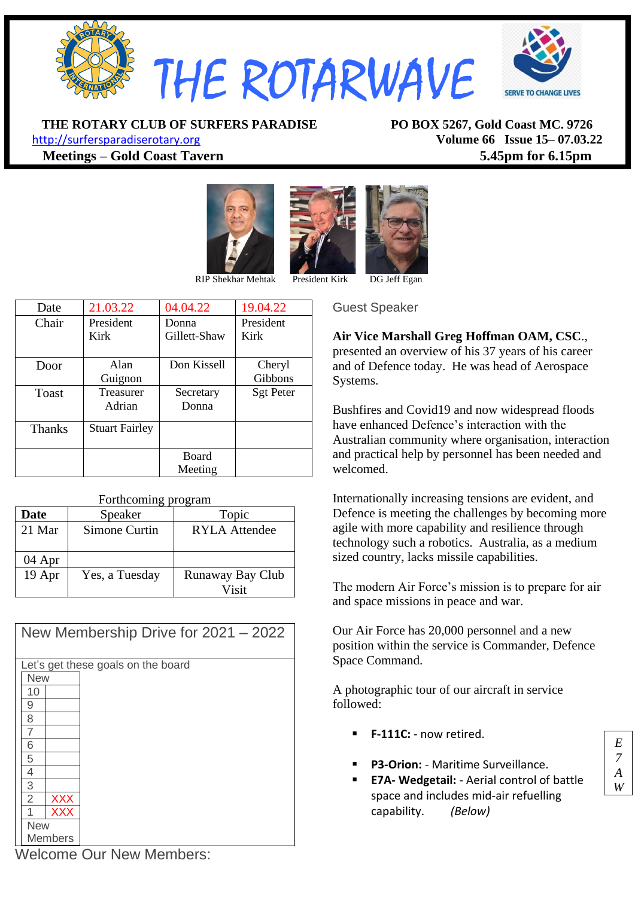# THE ROTARWAVE

SERVE TO CHANGE LIVES

**THE ROTARY CLUB OF SURFERS PARADISE**
http://surfersparadiserotary.org
**Meetings – Gold Coast Tavern**

**PO BOX 5267, Gold Coast MC. 9726**
**Volume 66 Issue 15– 07.03.22**
**5.45pm for 6.15pm**

RIP Shekhar Mehtak President Kirk DG Jeff Egan

| Date | 21.03.22 | 04.04.22 | 19.04.22 |
|---|---|---|---|
| Chair | President Kirk | Donna Gillett-Shaw | President Kirk |
| Door | Alan Guignon | Don Kissell | Cheryl Gibbons |
| Toast | Treasurer Adrian | Secretary Donna | Sgt Peter |
| Thanks | Stuart Fairley | | |
| | | Board Meeting | |

Forthcoming program

| Date | Speaker | Topic |
|---|---|---|
| 21 Mar | Simone Curtin | RYLA Attendee |
| 04 Apr | | |
| 19 Apr | Yes, a Tuesday | Runaway Bay Club Visit |

## New Membership Drive for 2021 – 2022

Let's get these goals on the board

| New | |
|---|---|
| 10 | |
| 9 | |
| 8 | |
| 7 | |
| 6 | |
| 5 | |
| 4 | |
| 3 | |
| 2 | XXX |
| 1 | XXX |
| New Members | |

Welcome Our New Members:

## Guest Speaker

**Air Vice Marshall Greg Hoffman OAM, CSC**., presented an overview of his 37 years of his career and of Defence today. He was head of Aerospace Systems.

Bushfires and Covid19 and now widespread floods have enhanced Defence's interaction with the Australian community where organisation, interaction and practical help by personnel has been needed and welcomed.

Internationally increasing tensions are evident, and Defence is meeting the challenges by becoming more agile with more capability and resilience through technology such a robotics. Australia, as a medium sized country, lacks missile capabilities.

The modern Air Force's mission is to prepare for air and space missions in peace and war.

Our Air Force has 20,000 personnel and a new position within the service is Commander, Defence Space Command.

A photographic tour of our aircraft in service followed:

- **F-111C:** - now retired.
- **P3-Orion:** - Maritime Surveillance.
- **E7A- Wedgetail:** - Aerial control of battle space and includes mid-air refuelling capability. *(Below)*

*E 7 A W*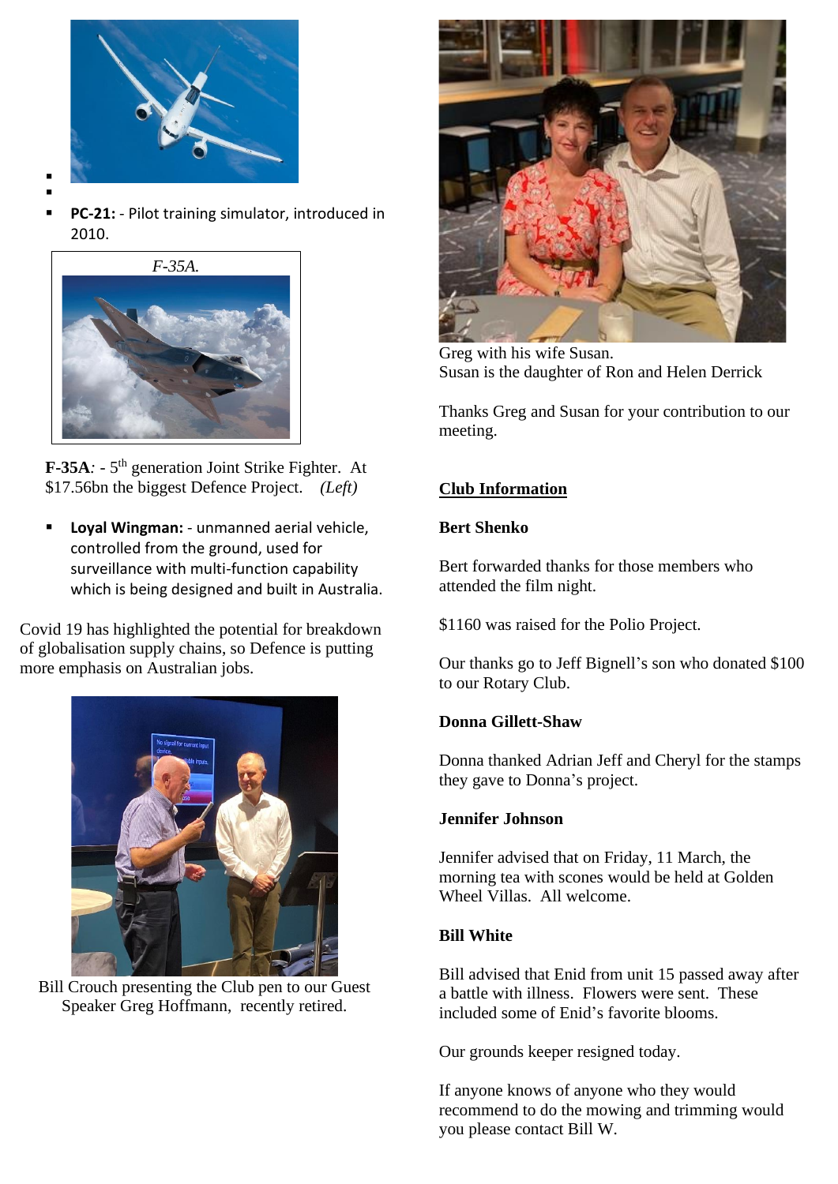- PC-21: - Pilot training simulator, introduced in 2010.

*F-35A.*

**F-35A***:* - 5th generation Joint Strike Fighter. At $17.56bn the biggest Defence Project. *(Left)*

- **Loyal Wingman:** - unmanned aerial vehicle, controlled from the ground, used for surveillance with multi-function capability which is being designed and built in Australia.

Covid 19 has highlighted the potential for breakdown of globalisation supply chains, so Defence is putting more emphasis on Australian jobs.

Bill Crouch presenting the Club pen to our Guest Speaker Greg Hoffmann, recently retired.

Greg with his wife Susan.
Susan is the daughter of Ron and Helen Derrick

Thanks Greg and Susan for your contribution to our meeting.

## Club Information

**Bert Shenko**

Bert forwarded thanks for those members who attended the film night.

$1160 was raised for the Polio Project.

Our thanks go to Jeff Bignell's son who donated $100 to our Rotary Club.

**Donna Gillett-Shaw**

Donna thanked Adrian Jeff and Cheryl for the stamps they gave to Donna's project.

**Jennifer Johnson**

Jennifer advised that on Friday, 11 March, the morning tea with scones would be held at Golden Wheel Villas. All welcome.

**Bill White**

Bill advised that Enid from unit 15 passed away after a battle with illness. Flowers were sent. These included some of Enid's favorite blooms.

Our grounds keeper resigned today.

If anyone knows of anyone who they would recommend to do the mowing and trimming would you please contact Bill W.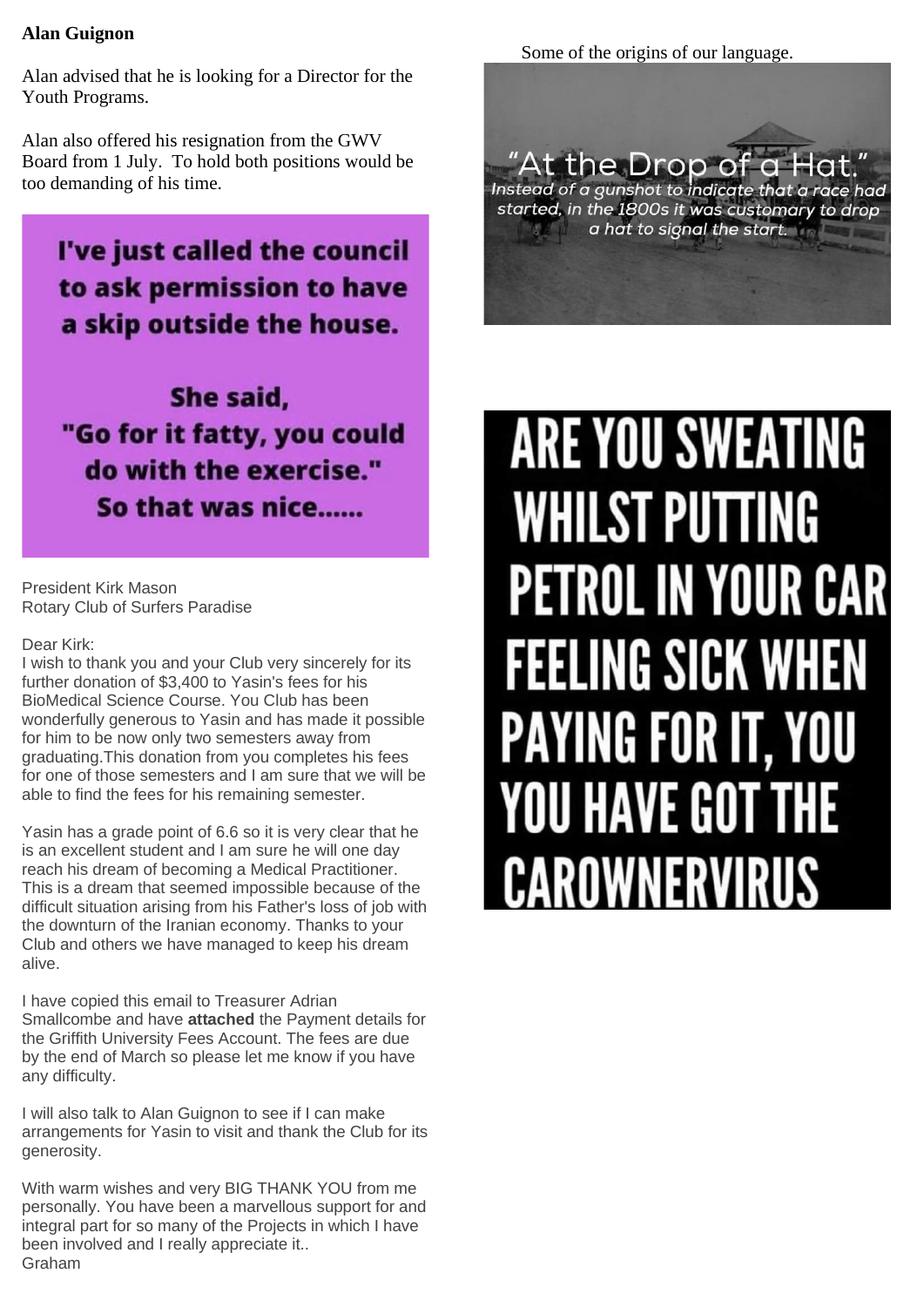**Alan Guignon**

Alan advised that he is looking for a Director for the Youth Programs.

Alan also offered his resignation from the GWV Board from 1 July. To hold both positions would be too demanding of his time.

I've just called the council to ask permission to have a skip outside the house.

She said, "Go for it fatty, you could do with the exercise." So that was nice......

President Kirk Mason
Rotary Club of Surfers Paradise

Dear Kirk:
I wish to thank you and your Club very sincerely for its further donation of $3,400 to Yasin's fees for his BioMedical Science Course. You Club has been wonderfully generous to Yasin and has made it possible for him to be now only two semesters away from graduating.This donation from you completes his fees for one of those semesters and I am sure that we will be able to find the fees for his remaining semester.

Yasin has a grade point of 6.6 so it is very clear that he is an excellent student and I am sure he will one day reach his dream of becoming a Medical Practitioner. This is a dream that seemed impossible because of the difficult situation arising from his Father's loss of job with the downturn of the Iranian economy. Thanks to your Club and others we have managed to keep his dream alive.

I have copied this email to Treasurer Adrian Smallcombe and have **attached** the Payment details for the Griffith University Fees Account. The fees are due by the end of March so please let me know if you have any difficulty.

I will also talk to Alan Guignon to see if I can make arrangements for Yasin to visit and thank the Club for its generosity.

With warm wishes and very BIG THANK YOU from me personally. You have been a marvellous support for and integral part for so many of the Projects in which I have been involved and I really appreciate it..
Graham

Some of the origins of our language.

"At the Drop of a Hat."
*Instead of a gunshot to indicate that a race had started, in the 1800s it was customary to drop a hat to signal the start.*

ARE YOU SWEATING WHILST PUTTING PETROL IN YOUR CAR FEELING SICK WHEN PAYING FOR IT, YOU YOU HAVE GOT THE CAROWNERVIRUS